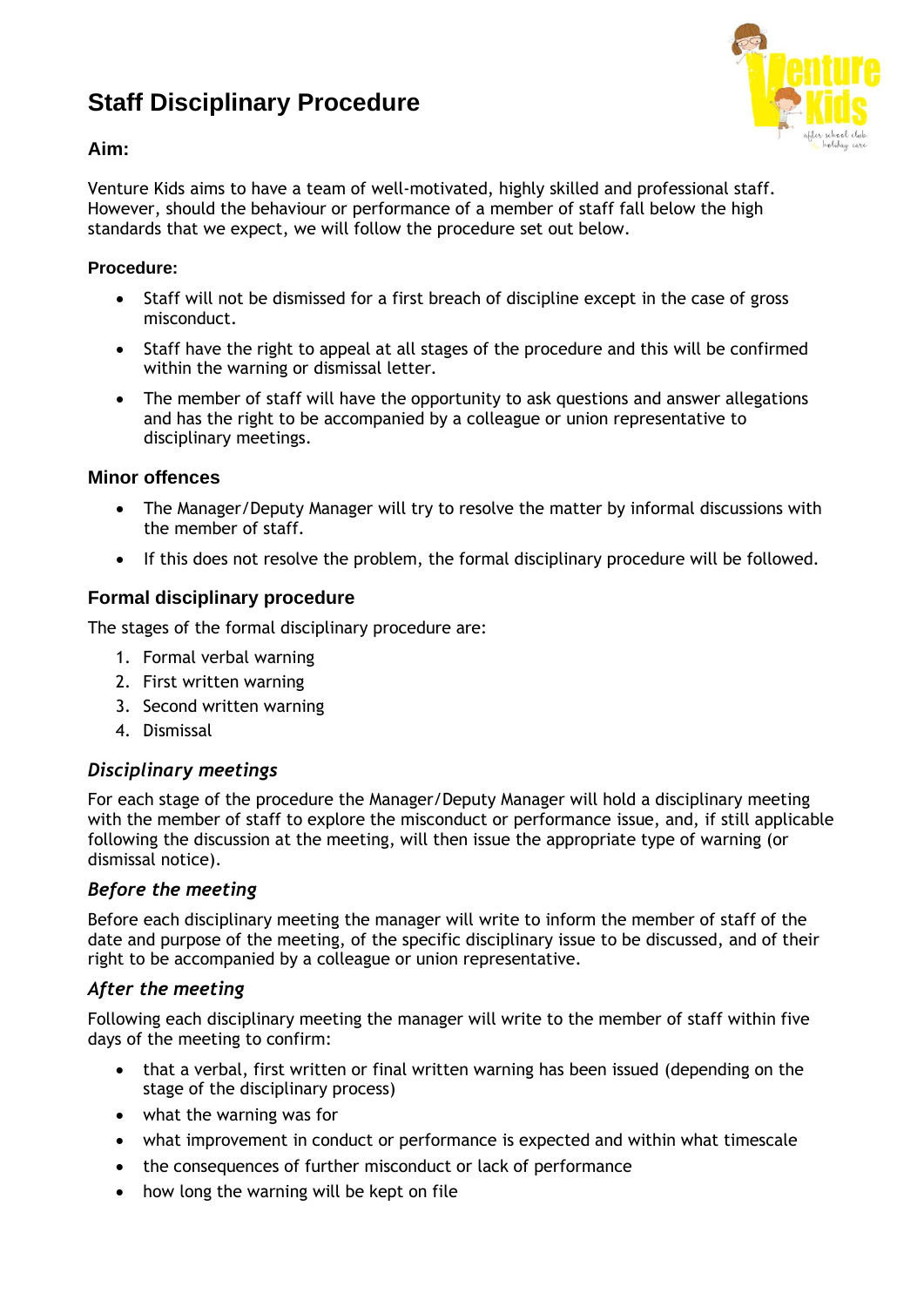# Staff Disciplinary Procedure

### Aim:

Venture Kids aims to have a team of well-motivated, highly skilled and professional staff. However, should the behaviour or performance of a member of staff fall below the high standards that we expect, we will follow the procedure set out below.

#### Procedure:

- Staff will not be dismissed for a first breach of discipline except in the case of gross misconduct.
- Staff have the right to appeal at all stages of the procedure and this will be confirmed within the warning or dismissal letter.
- The member of staff will have the opportunity to ask questions and answer allegations and has the right to be accompanied by a colleague or union representative to disciplinary meetings.

### Minor offences

- The Manager/Deputy Manager will try to resolve the matter by informal discussions with the member of staff.
- If this does not resolve the problem, the formal disciplinary procedure will be followed.

### Formal disciplinary procedure

The stages of the formal disciplinary procedure are:

1. Formal verbal warning
2. First written warning
3. Second written warning
4. Dismissal

### *Disciplinary meetings*

For each stage of the procedure the Manager/Deputy Manager will hold a disciplinary meeting with the member of staff to explore the misconduct or performance issue, and, if still applicable following the discussion at the meeting, will then issue the appropriate type of warning (or dismissal notice).

### *Before the meeting*

Before each disciplinary meeting the manager will write to inform the member of staff of the date and purpose of the meeting, of the specific disciplinary issue to be discussed, and of their right to be accompanied by a colleague or union representative.

### *After the meeting*

Following each disciplinary meeting the manager will write to the member of staff within five days of the meeting to confirm:

- that a verbal, first written or final written warning has been issued (depending on the stage of the disciplinary process)
- what the warning was for
- what improvement in conduct or performance is expected and within what timescale
- the consequences of further misconduct or lack of performance
- how long the warning will be kept on file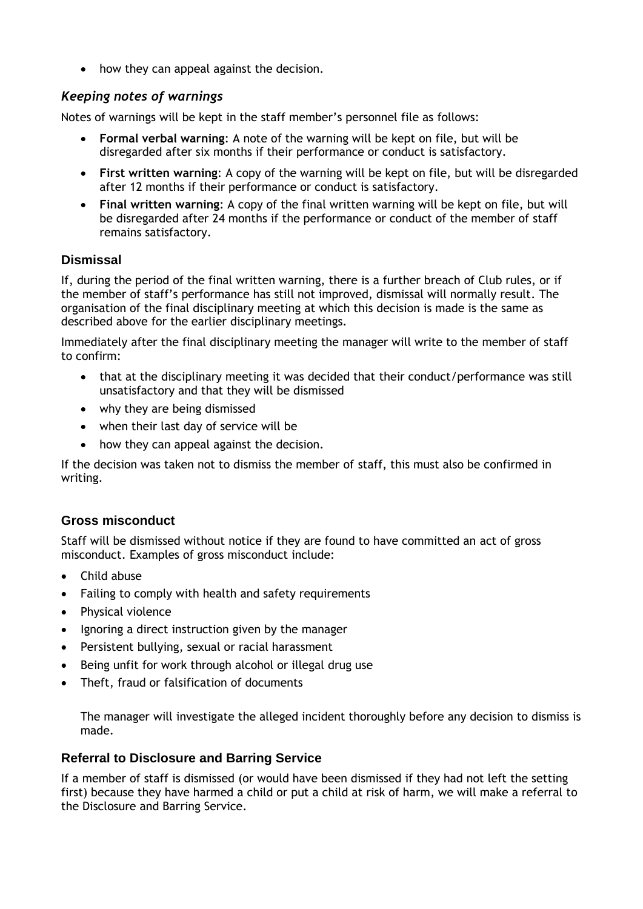- how they can appeal against the decision.

### *Keeping notes of warnings*

Notes of warnings will be kept in the staff member's personnel file as follows:

- **Formal verbal warning**: A note of the warning will be kept on file, but will be disregarded after six months if their performance or conduct is satisfactory.
- **First written warning**: A copy of the warning will be kept on file, but will be disregarded after 12 months if their performance or conduct is satisfactory.
- **Final written warning**: A copy of the final written warning will be kept on file, but will be disregarded after 24 months if the performance or conduct of the member of staff remains satisfactory.

## Dismissal

If, during the period of the final written warning, there is a further breach of Club rules, or if the member of staff's performance has still not improved, dismissal will normally result. The organisation of the final disciplinary meeting at which this decision is made is the same as described above for the earlier disciplinary meetings.

Immediately after the final disciplinary meeting the manager will write to the member of staff to confirm:

- that at the disciplinary meeting it was decided that their conduct/performance was still unsatisfactory and that they will be dismissed
- why they are being dismissed
- when their last day of service will be
- how they can appeal against the decision.

If the decision was taken not to dismiss the member of staff, this must also be confirmed in writing.

## Gross misconduct

Staff will be dismissed without notice if they are found to have committed an act of gross misconduct. Examples of gross misconduct include:

- Child abuse
- Failing to comply with health and safety requirements
- Physical violence
- Ignoring a direct instruction given by the manager
- Persistent bullying, sexual or racial harassment
- Being unfit for work through alcohol or illegal drug use
- Theft, fraud or falsification of documents

The manager will investigate the alleged incident thoroughly before any decision to dismiss is made.

## Referral to Disclosure and Barring Service

If a member of staff is dismissed (or would have been dismissed if they had not left the setting first) because they have harmed a child or put a child at risk of harm, we will make a referral to the Disclosure and Barring Service.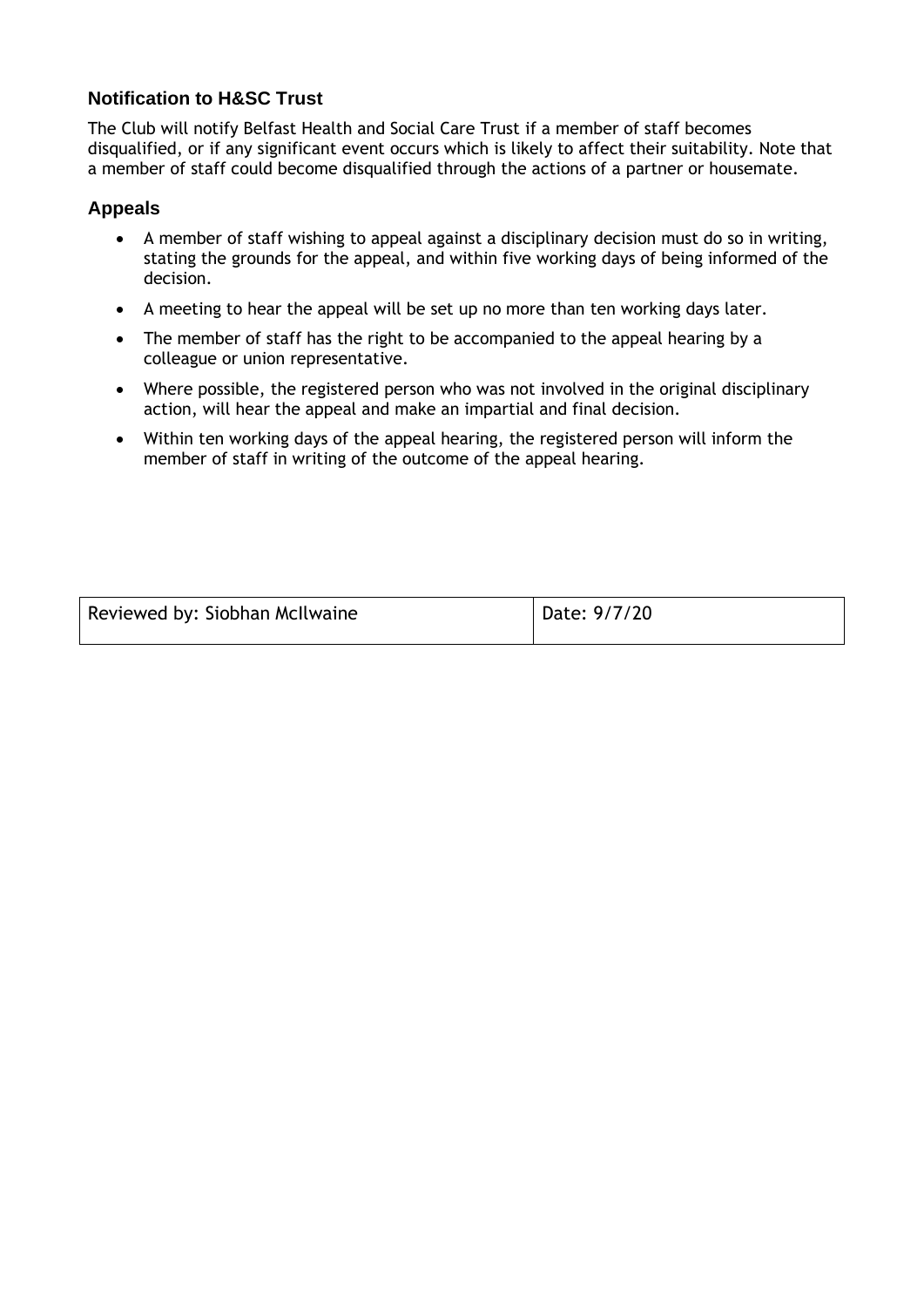## Notification to H&SC Trust

The Club will notify Belfast Health and Social Care Trust if a member of staff becomes disqualified, or if any significant event occurs which is likely to affect their suitability. Note that a member of staff could become disqualified through the actions of a partner or housemate.

## Appeals

- A member of staff wishing to appeal against a disciplinary decision must do so in writing, stating the grounds for the appeal, and within five working days of being informed of the decision.
- A meeting to hear the appeal will be set up no more than ten working days later.
- The member of staff has the right to be accompanied to the appeal hearing by a colleague or union representative.
- Where possible, the registered person who was not involved in the original disciplinary action, will hear the appeal and make an impartial and final decision.
- Within ten working days of the appeal hearing, the registered person will inform the member of staff in writing of the outcome of the appeal hearing.

| | |
|---|---|
| Reviewed by: Siobhan McIlwaine | Date: 9/7/20 |